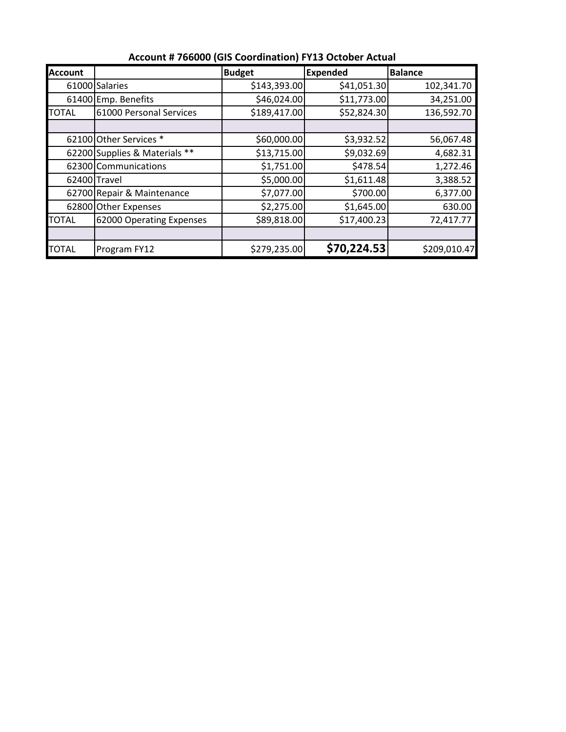**Account # 766000 (GIS Coordination) FY13 October Actual**

| Account | | Budget | Expended | Balance |
|---|---|---|---|---|
| 61000 | Salaries | $143,393.00 | $41,051.30 | 102,341.70 |
| 61400 | Emp. Benefits | $46,024.00 | $11,773.00 | 34,251.00 |
| TOTAL | 61000 Personal Services | $189,417.00 | $52,824.30 | 136,592.70 |
| | | | | |
| 62100 | Other Services * | $60,000.00 | $3,932.52 | 56,067.48 |
| 62200 | Supplies & Materials ** | $13,715.00 | $9,032.69 | 4,682.31 |
| 62300 | Communications | $1,751.00 | $478.54 | 1,272.46 |
| 62400 | Travel | $5,000.00 | $1,611.48 | 3,388.52 |
| 62700 | Repair & Maintenance | $7,077.00 | $700.00 | 6,377.00 |
| 62800 | Other Expenses | $2,275.00 | $1,645.00 | 630.00 |
| TOTAL | 62000 Operating Expenses | $89,818.00 | $17,400.23 | 72,417.77 |
| | | | | |
| TOTAL | Program FY12 | $279,235.00 | **$70,224.53** | $209,010.47 |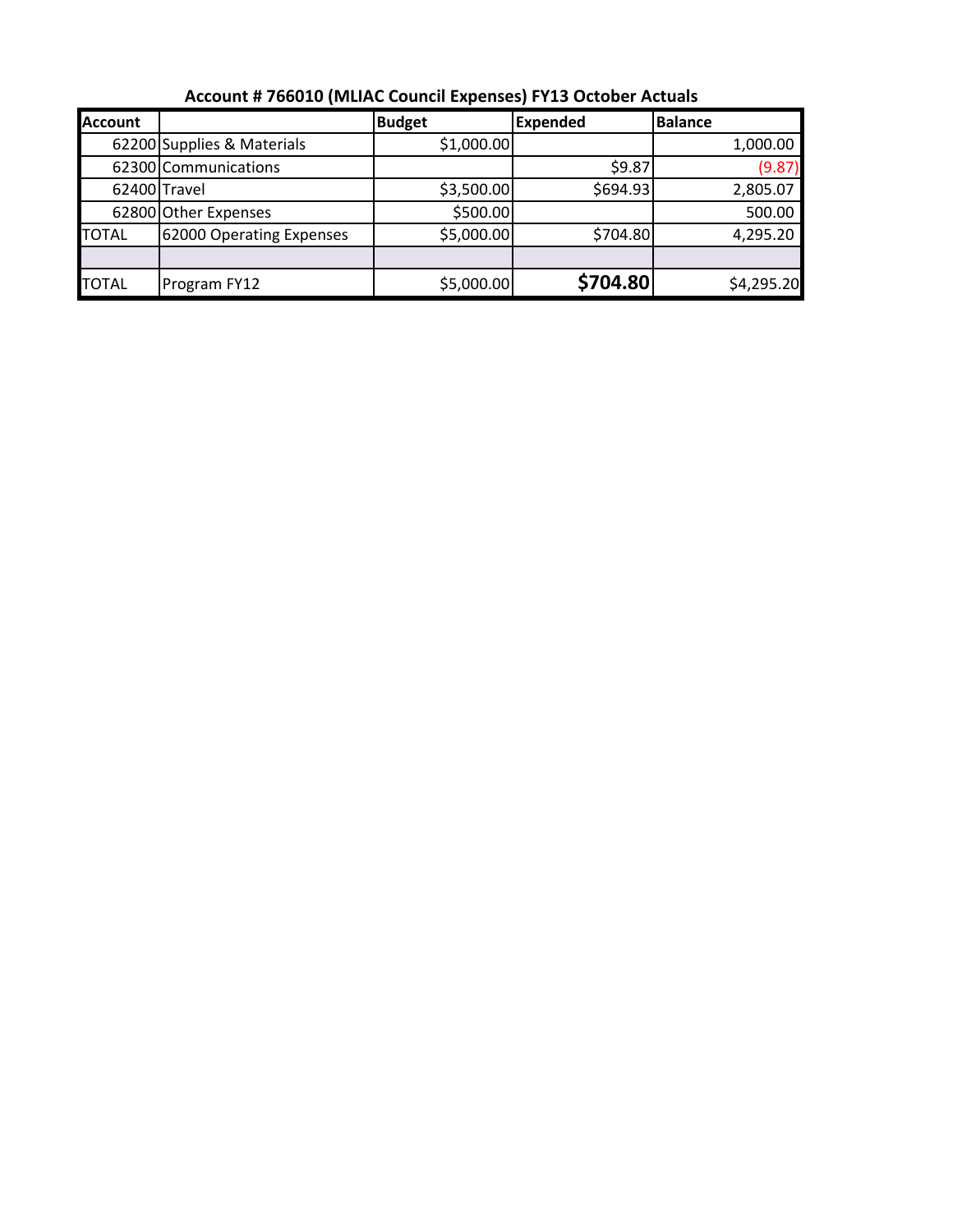## Account # 766010 (MLIAC Council Expenses) FY13 October Actuals

| Account | | Budget | Expended | Balance |
|---|---|---|---|---|
| 62200 | Supplies & Materials | $1,000.00 | | 1,000.00 |
| 62300 | Communications | | $9.87 | (9.87) |
| 62400 | Travel | $3,500.00 | $694.93 | 2,805.07 |
| 62800 | Other Expenses | $500.00 | | 500.00 |
| TOTAL | 62000 Operating Expenses | $5,000.00 | $704.80 | 4,295.20 |
| | | | | |
| TOTAL | Program FY12 | $5,000.00 | **$704.80** | $4,295.20 |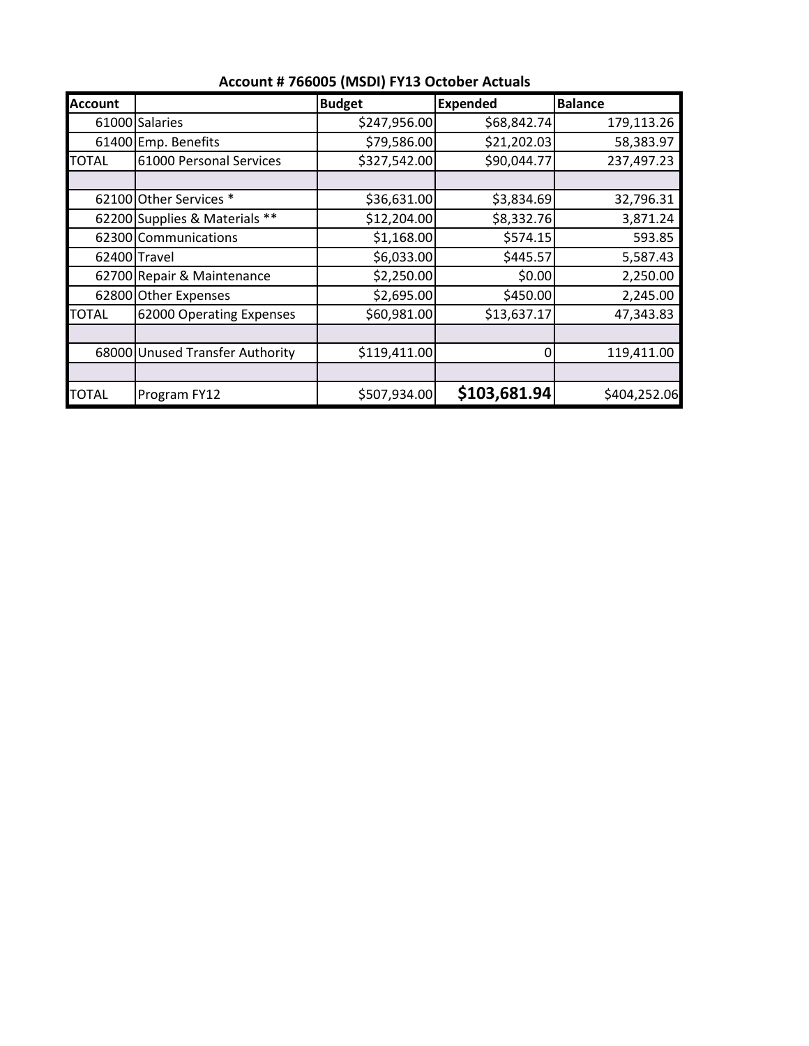**Account # 766005 (MSDI) FY13 October Actuals**

| Account | | Budget | Expended | Balance |
|---|---|---|---|---|
| 61000 | Salaries | $247,956.00 | $68,842.74 | 179,113.26 |
| 61400 | Emp. Benefits | $79,586.00 | $21,202.03 | 58,383.97 |
| TOTAL | 61000 Personal Services | $327,542.00 | $90,044.77 | 237,497.23 |
| | | | | |
| 62100 | Other Services * | $36,631.00 | $3,834.69 | 32,796.31 |
| 62200 | Supplies & Materials ** | $12,204.00 | $8,332.76 | 3,871.24 |
| 62300 | Communications | $1,168.00 | $574.15 | 593.85 |
| 62400 | Travel | $6,033.00 | $445.57 | 5,587.43 |
| 62700 | Repair & Maintenance | $2,250.00 | $0.00 | 2,250.00 |
| 62800 | Other Expenses | $2,695.00 | $450.00 | 2,245.00 |
| TOTAL | 62000 Operating Expenses | $60,981.00 | $13,637.17 | 47,343.83 |
| | | | | |
| 68000 | Unused Transfer Authority | $119,411.00 | 0 | 119,411.00 |
| | | | | |
| TOTAL | Program FY12 | $507,934.00 | **$103,681.94** | $404,252.06 |